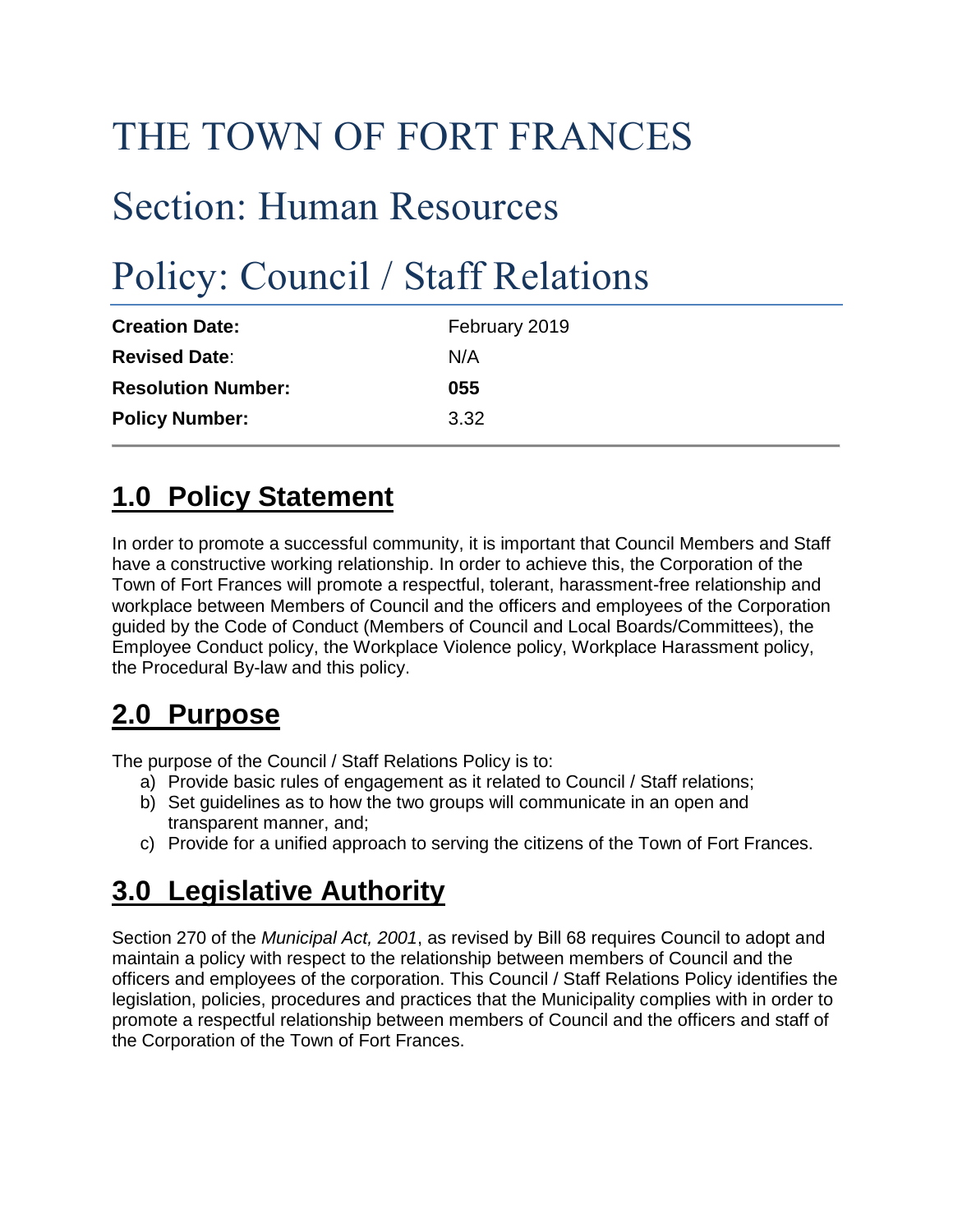# THE TOWN OF FORT FRANCES

# Section: Human Resources

# Policy: Council / Staff Relations

| | |
|---|---|
| **Creation Date:** | February 2019 |
| **Revised Date**: | N/A |
| **Resolution Number:** | **055** |
| **Policy Number:** | 3.32 |

## 1.0 Policy Statement

In order to promote a successful community, it is important that Council Members and Staff have a constructive working relationship. In order to achieve this, the Corporation of the Town of Fort Frances will promote a respectful, tolerant, harassment-free relationship and workplace between Members of Council and the officers and employees of the Corporation guided by the Code of Conduct (Members of Council and Local Boards/Committees), the Employee Conduct policy, the Workplace Violence policy, Workplace Harassment policy, the Procedural By-law and this policy.

## 2.0 Purpose

The purpose of the Council / Staff Relations Policy is to:

a) Provide basic rules of engagement as it related to Council / Staff relations;
b) Set guidelines as to how the two groups will communicate in an open and transparent manner, and;
c) Provide for a unified approach to serving the citizens of the Town of Fort Frances.

## 3.0 Legislative Authority

Section 270 of the *Municipal Act, 2001*, as revised by Bill 68 requires Council to adopt and maintain a policy with respect to the relationship between members of Council and the officers and employees of the corporation. This Council / Staff Relations Policy identifies the legislation, policies, procedures and practices that the Municipality complies with in order to promote a respectful relationship between members of Council and the officers and staff of the Corporation of the Town of Fort Frances.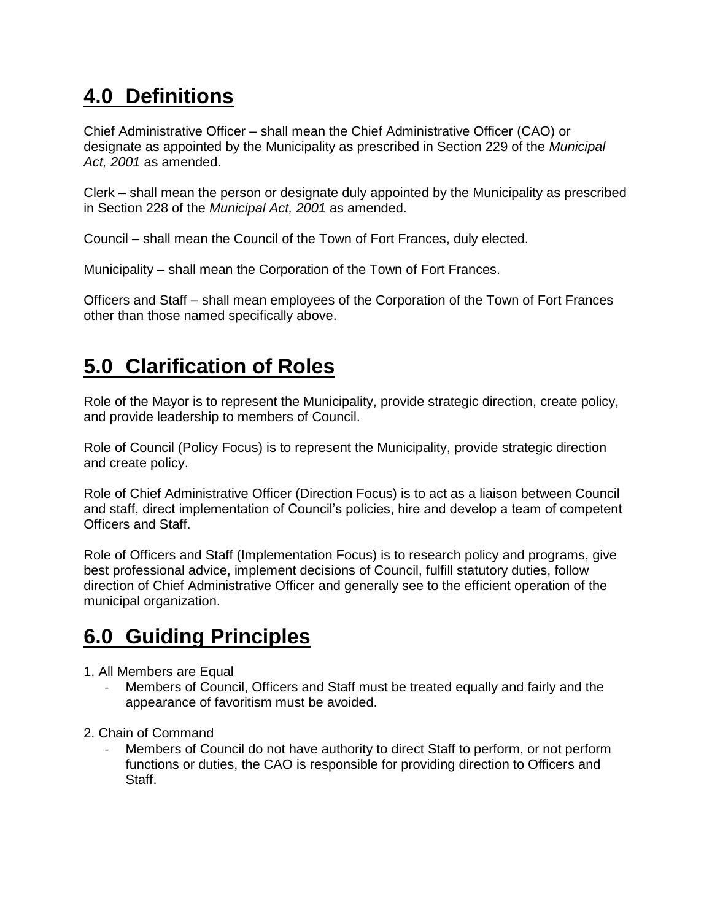## 4.0 Definitions

Chief Administrative Officer – shall mean the Chief Administrative Officer (CAO) or designate as appointed by the Municipality as prescribed in Section 229 of the *Municipal Act, 2001* as amended.

Clerk – shall mean the person or designate duly appointed by the Municipality as prescribed in Section 228 of the *Municipal Act, 2001* as amended.

Council – shall mean the Council of the Town of Fort Frances, duly elected.

Municipality – shall mean the Corporation of the Town of Fort Frances.

Officers and Staff – shall mean employees of the Corporation of the Town of Fort Frances other than those named specifically above.

## 5.0 Clarification of Roles

Role of the Mayor is to represent the Municipality, provide strategic direction, create policy, and provide leadership to members of Council.

Role of Council (Policy Focus) is to represent the Municipality, provide strategic direction and create policy.

Role of Chief Administrative Officer (Direction Focus) is to act as a liaison between Council and staff, direct implementation of Council's policies, hire and develop a team of competent Officers and Staff.

Role of Officers and Staff (Implementation Focus) is to research policy and programs, give best professional advice, implement decisions of Council, fulfill statutory duties, follow direction of Chief Administrative Officer and generally see to the efficient operation of the municipal organization.

## 6.0 Guiding Principles

1. All Members are Equal
   - Members of Council, Officers and Staff must be treated equally and fairly and the appearance of favoritism must be avoided.

2. Chain of Command
   - Members of Council do not have authority to direct Staff to perform, or not perform functions or duties, the CAO is responsible for providing direction to Officers and Staff.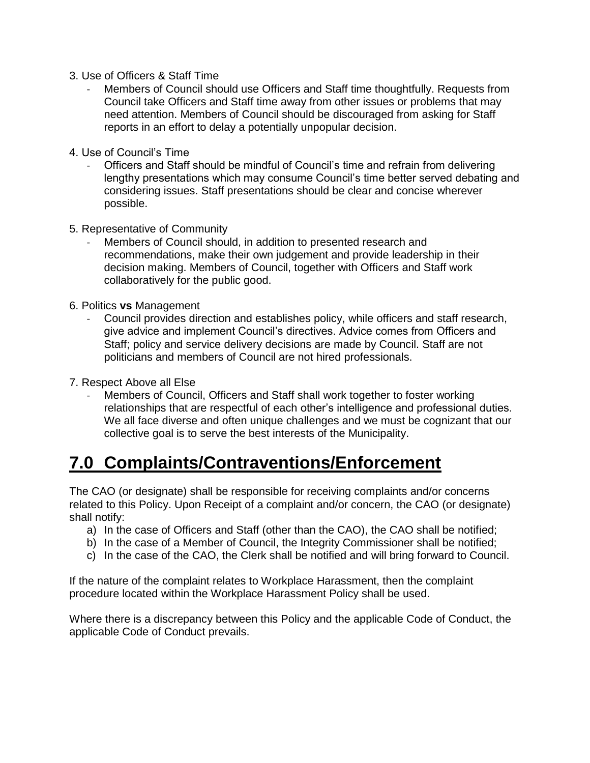3. Use of Officers & Staff Time
   - Members of Council should use Officers and Staff time thoughtfully. Requests from Council take Officers and Staff time away from other issues or problems that may need attention. Members of Council should be discouraged from asking for Staff reports in an effort to delay a potentially unpopular decision.

4. Use of Council's Time
   - Officers and Staff should be mindful of Council's time and refrain from delivering lengthy presentations which may consume Council's time better served debating and considering issues. Staff presentations should be clear and concise wherever possible.

5. Representative of Community
   - Members of Council should, in addition to presented research and recommendations, make their own judgement and provide leadership in their decision making. Members of Council, together with Officers and Staff work collaboratively for the public good.

6. Politics **vs** Management
   - Council provides direction and establishes policy, while officers and staff research, give advice and implement Council's directives. Advice comes from Officers and Staff; policy and service delivery decisions are made by Council. Staff are not politicians and members of Council are not hired professionals.

7. Respect Above all Else
   - Members of Council, Officers and Staff shall work together to foster working relationships that are respectful of each other's intelligence and professional duties. We all face diverse and often unique challenges and we must be cognizant that our collective goal is to serve the best interests of the Municipality.

# 7.0 Complaints/Contraventions/Enforcement

The CAO (or designate) shall be responsible for receiving complaints and/or concerns related to this Policy. Upon Receipt of a complaint and/or concern, the CAO (or designate) shall notify:

a) In the case of Officers and Staff (other than the CAO), the CAO shall be notified;
b) In the case of a Member of Council, the Integrity Commissioner shall be notified;
c) In the case of the CAO, the Clerk shall be notified and will bring forward to Council.

If the nature of the complaint relates to Workplace Harassment, then the complaint procedure located within the Workplace Harassment Policy shall be used.

Where there is a discrepancy between this Policy and the applicable Code of Conduct, the applicable Code of Conduct prevails.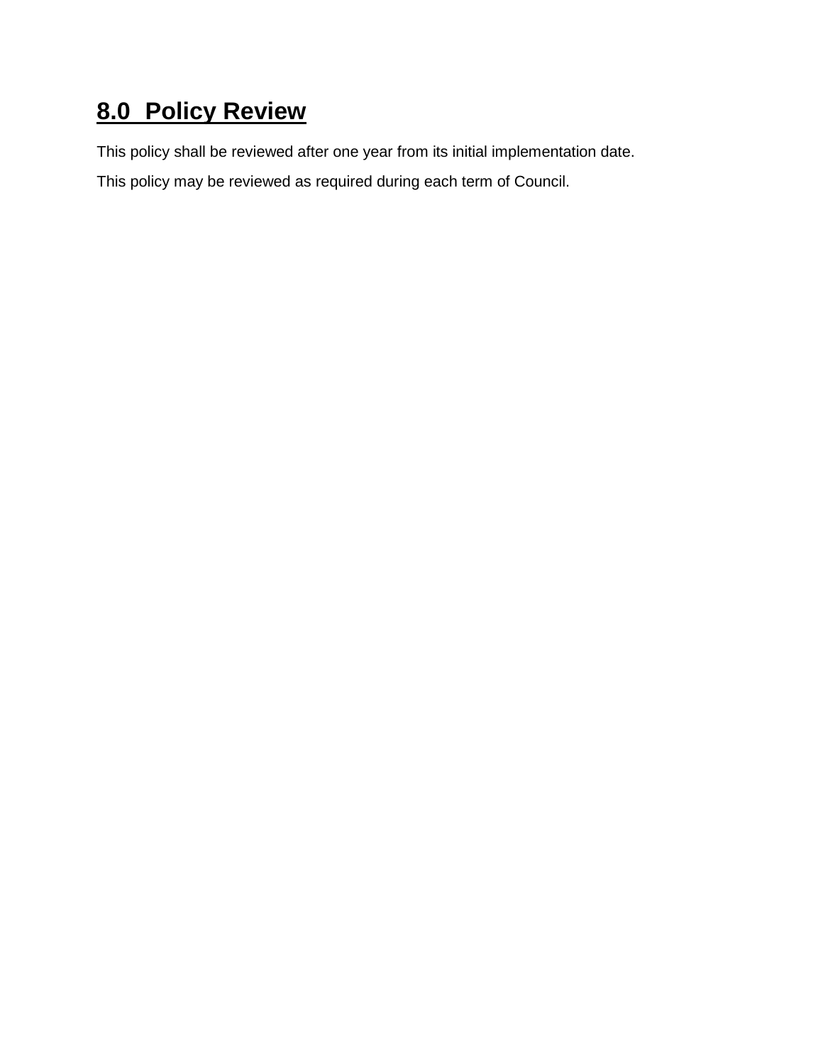## 8.0 Policy Review

This policy shall be reviewed after one year from its initial implementation date.

This policy may be reviewed as required during each term of Council.